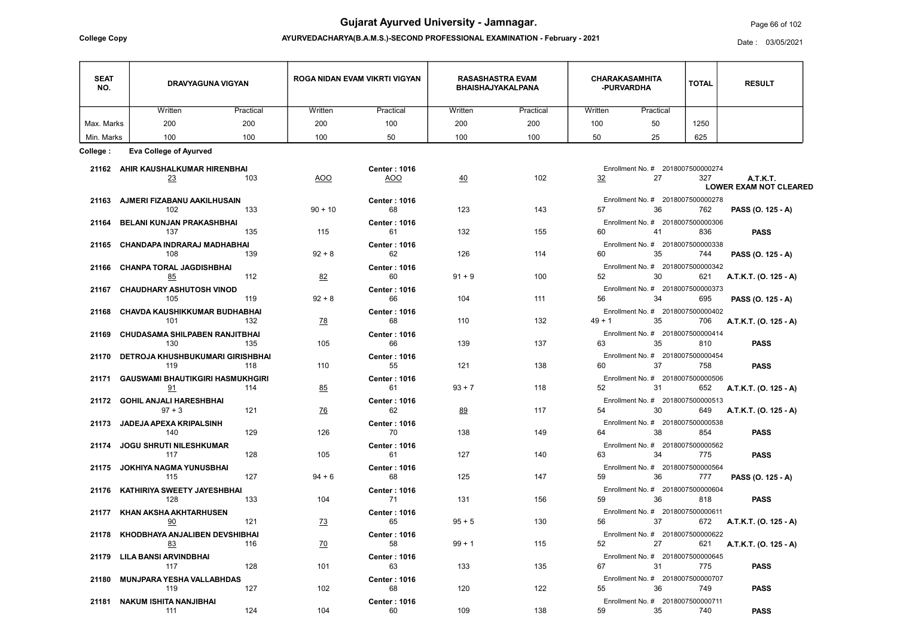# Gujarat Ayurved University - Jamnagar.

**College Copy**

**AYURVEDACHARYA(B.A.M.S.)-SECOND PROFESSIONAL EXAMINATION - February - 2021**

Date : 03/05/2021

| SEAT NO. | DRAVYAGUNA VIGYAN | | ROGA NIDAN EVAM VIKRTI VIGYAN | | RASASHASTRA EVAM BHAISHAJYAKALPANA | | CHARAKASAMHITA -PURVARDHA | | TOTAL | RESULT |
|---|---|---|---|---|---|---|---|---|---|---|
| | Written | Practical | Written | Practical | Written | Practical | Written | Practical | | |
| Max. Marks | 200 | 200 | 200 | 100 | 200 | 200 | 100 | 50 | 1250 | |
| Min. Marks | 100 | 100 | 100 | 50 | 100 | 100 | 50 | 25 | 625 | |

**College : Eva College of Ayurved**

| SEAT NO. | Name / Center / Enrollment No. | DRAVYAGUNA Written | DRAVYAGUNA Practical | ROGA NIDAN Written | ROGA NIDAN Practical | RASASHASTRA Written | RASASHASTRA Practical | CHARAKA Written | CHARAKA Practical | TOTAL | RESULT |
|---|---|---|---|---|---|---|---|---|---|---|---|
| 21162 | AHIR KAUSHALKUMAR HIRENBHAI, Center : 1016, Enrollment No. # 2018007500000274 | 23 | 103 | AOO | AOO | 40 | 102 | 32 | 27 | 327 | A.T.K.T. LOWER EXAM NOT CLEARED |
| 21163 | AJMERI FIZABANU AAKILHUSAIN, Center : 1016, Enrollment No. # 2018007500000278 | 102 | 133 | 90 + 10 | 68 | 123 | 143 | 57 | 36 | 762 | PASS (O. 125 - A) |
| 21164 | BELANI KUNJAN PRAKASHBHAI, Center : 1016, Enrollment No. # 2018007500000306 | 137 | 135 | 115 | 61 | 132 | 155 | 60 | 41 | 836 | PASS |
| 21165 | CHANDAPA INDRARAJ MADHABHAI, Center : 1016, Enrollment No. # 2018007500000338 | 108 | 139 | 92 + 8 | 62 | 126 | 114 | 60 | 35 | 744 | PASS (O. 125 - A) |
| 21166 | CHANPA TORAL JAGDISHBHAI, Center : 1016, Enrollment No. # 2018007500000342 | 85 | 112 | 82 | 60 | 91 + 9 | 100 | 52 | 30 | 621 | A.T.K.T. (O. 125 - A) |
| 21167 | CHAUDHARY ASHUTOSH VINOD, Center : 1016, Enrollment No. # 2018007500000373 | 105 | 119 | 92 + 8 | 66 | 104 | 111 | 56 | 34 | 695 | PASS (O. 125 - A) |
| 21168 | CHAVDA KAUSHIKKUMAR BUDHABHAI, Center : 1016, Enrollment No. # 2018007500000402 | 101 | 132 | 78 | 68 | 110 | 132 | 49 + 1 | 35 | 706 | A.T.K.T. (O. 125 - A) |
| 21169 | CHUDASAMA SHILPABEN RANJITBHAI, Center : 1016, Enrollment No. # 2018007500000414 | 130 | 135 | 105 | 66 | 139 | 137 | 63 | 35 | 810 | PASS |
| 21170 | DETROJA KHUSHBUKUMARI GIRISHBHAI, Center : 1016, Enrollment No. # 2018007500000454 | 119 | 118 | 110 | 55 | 121 | 138 | 60 | 37 | 758 | PASS |
| 21171 | GAUSWAMI BHAUTIKGIRI HASMUKHGIRI, Center : 1016, Enrollment No. # 2018007500000506 | 91 | 114 | 85 | 61 | 93 + 7 | 118 | 52 | 31 | 652 | A.T.K.T. (O. 125 - A) |
| 21172 | GOHIL ANJALI HARESHBHAI, Center : 1016, Enrollment No. # 2018007500000513 | 97 + 3 | 121 | 76 | 62 | 89 | 117 | 54 | 30 | 649 | A.T.K.T. (O. 125 - A) |
| 21173 | JADEJA APEXA KRIPALSINH, Center : 1016, Enrollment No. # 2018007500000538 | 140 | 129 | 126 | 70 | 138 | 149 | 64 | 38 | 854 | PASS |
| 21174 | JOGU SHRUTI NILESHKUMAR, Center : 1016, Enrollment No. # 2018007500000562 | 117 | 128 | 105 | 61 | 127 | 140 | 63 | 34 | 775 | PASS |
| 21175 | JOKHIYA NAGMA YUNUSBHAI, Center : 1016, Enrollment No. # 2018007500000564 | 115 | 127 | 94 + 6 | 68 | 125 | 147 | 59 | 36 | 777 | PASS (O. 125 - A) |
| 21176 | KATHIRIYA SWEETY JAYESHBHAI, Center : 1016, Enrollment No. # 2018007500000604 | 128 | 133 | 104 | 71 | 131 | 156 | 59 | 36 | 818 | PASS |
| 21177 | KHAN AKSHA AKHTARHUSEN, Center : 1016, Enrollment No. # 2018007500000611 | 90 | 121 | 73 | 65 | 95 + 5 | 130 | 56 | 37 | 672 | A.T.K.T. (O. 125 - A) |
| 21178 | KHODBHAYA ANJALIBEN DEVSHIBHAI, Center : 1016, Enrollment No. # 2018007500000622 | 83 | 116 | 70 | 58 | 99 + 1 | 115 | 52 | 27 | 621 | A.T.K.T. (O. 125 - A) |
| 21179 | LILA BANSI ARVINDBHAI, Center : 1016, Enrollment No. # 2018007500000645 | 117 | 128 | 101 | 63 | 133 | 135 | 67 | 31 | 775 | PASS |
| 21180 | MUNJPARA YESHA VALLABHDAS, Center : 1016, Enrollment No. # 2018007500000707 | 119 | 127 | 102 | 68 | 120 | 122 | 55 | 36 | 749 | PASS |
| 21181 | NAKUM ISHITA NANJIBHAI, Center : 1016, Enrollment No. # 2018007500000711 | 111 | 124 | 104 | 60 | 109 | 138 | 59 | 35 | 740 | PASS |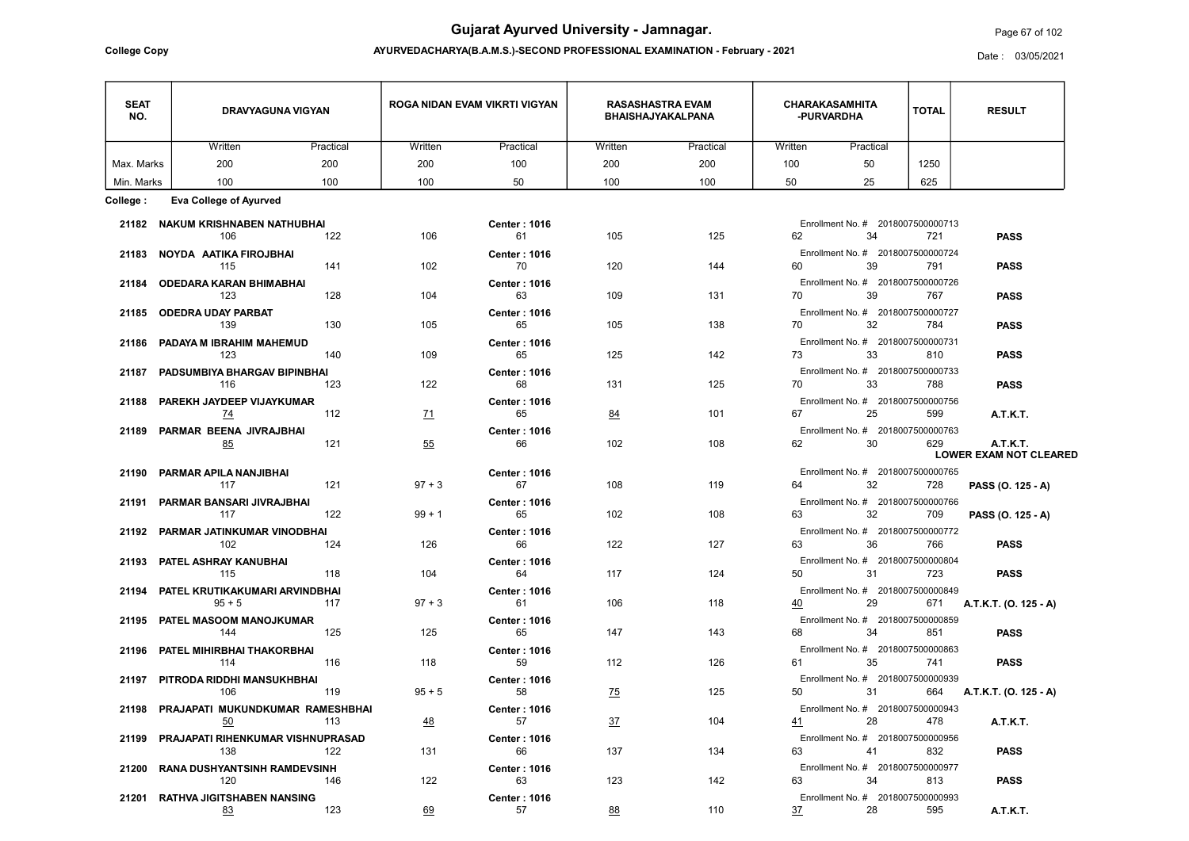# Gujarat Ayurved University - Jamnagar.

**College Copy**

**AYURVEDACHARYA(B.A.M.S.)-SECOND PROFESSIONAL EXAMINATION - February - 2021**

Date : 03/05/2021

| SEAT NO. | DRAVYAGUNA VIGYAN | | ROGA NIDAN EVAM VIKRTI VIGYAN | | RASASHASTRA EVAM BHAISHAJYAKALPANA | | CHARAKASAMHITA -PURVARDHA | | TOTAL | RESULT |
|---|---|---|---|---|---|---|---|---|---|---|
| | Written | Practical | Written | Practical | Written | Practical | Written | Practical | | |
| Max. Marks | 200 | 200 | 200 | 100 | 200 | 200 | 100 | 50 | 1250 | |
| Min. Marks | 100 | 100 | 100 | 50 | 100 | 100 | 50 | 25 | 625 | |

**College : Eva College of Ayurved**

| SEAT NO. | Name / Center / Enrollment No. | DRAVYAGUNA Written | DRAVYAGUNA Practical | ROGA NIDAN Written | ROGA NIDAN Practical | RASASHASTRA Written | RASASHASTRA Practical | CHARAKA Written | CHARAKA Practical | TOTAL | RESULT |
|---|---|---|---|---|---|---|---|---|---|---|---|
| 21182 | NAKUM KRISHNABEN NATHUBHAI (Center : 1016, Enrollment No. # 2018007500000713) | 106 | 122 | 106 | 61 | 105 | 125 | 62 | 34 | 721 | **PASS** |
| 21183 | NOYDA AATIKA FIROJBHAI (Center : 1016, Enrollment No. # 2018007500000724) | 115 | 141 | 102 | 70 | 120 | 144 | 60 | 39 | 791 | **PASS** |
| 21184 | ODEDARA KARAN BHIMABHAI (Center : 1016, Enrollment No. # 2018007500000726) | 123 | 128 | 104 | 63 | 109 | 131 | 70 | 39 | 767 | **PASS** |
| 21185 | ODEDRA UDAY PARBAT (Center : 1016, Enrollment No. # 2018007500000727) | 139 | 130 | 105 | 65 | 105 | 138 | 70 | 32 | 784 | **PASS** |
| 21186 | PADAYA M IBRAHIM MAHEMUD (Center : 1016, Enrollment No. # 2018007500000731) | 123 | 140 | 109 | 65 | 125 | 142 | 73 | 33 | 810 | **PASS** |
| 21187 | PADSUMBIYA BHARGAV BIPINBHAI (Center : 1016, Enrollment No. # 2018007500000733) | 116 | 123 | 122 | 68 | 131 | 125 | 70 | 33 | 788 | **PASS** |
| 21188 | PAREKH JAYDEEP VIJAYKUMAR (Center : 1016, Enrollment No. # 2018007500000756) | 74 | 112 | 71 | 65 | 84 | 101 | 67 | 25 | 599 | **A.T.K.T.** |
| 21189 | PARMAR BEENA JIVRAJBHAI (Center : 1016, Enrollment No. # 2018007500000763) | 85 | 121 | 55 | 66 | 102 | 108 | 62 | 30 | 629 | **A.T.K.T. LOWER EXAM NOT CLEARED** |
| 21190 | PARMAR APILA NANJIBHAI (Center : 1016, Enrollment No. # 2018007500000765) | 117 | 121 | 97 + 3 | 67 | 108 | 119 | 64 | 32 | 728 | **PASS (O. 125 - A)** |
| 21191 | PARMAR BANSARI JIVRAJBHAI (Center : 1016, Enrollment No. # 2018007500000766) | 117 | 122 | 99 + 1 | 65 | 102 | 108 | 63 | 32 | 709 | **PASS (O. 125 - A)** |
| 21192 | PARMAR JATINKUMAR VINODBHAI (Center : 1016, Enrollment No. # 2018007500000772) | 102 | 124 | 126 | 66 | 122 | 127 | 63 | 36 | 766 | **PASS** |
| 21193 | PATEL ASHRAY KANUBHAI (Center : 1016, Enrollment No. # 2018007500000804) | 115 | 118 | 104 | 64 | 117 | 124 | 50 | 31 | 723 | **PASS** |
| 21194 | PATEL KRUTIKAKUMARI ARVINDBHAI (Center : 1016, Enrollment No. # 2018007500000849) | 95 + 5 | 117 | 97 + 3 | 61 | 106 | 118 | 40 | 29 | 671 | **A.T.K.T. (O. 125 - A)** |
| 21195 | PATEL MASOOM MANOJKUMAR (Center : 1016, Enrollment No. # 2018007500000859) | 144 | 125 | 125 | 65 | 147 | 143 | 68 | 34 | 851 | **PASS** |
| 21196 | PATEL MIHIRBHAI THAKORBHAI (Center : 1016, Enrollment No. # 2018007500000863) | 114 | 116 | 118 | 59 | 112 | 126 | 61 | 35 | 741 | **PASS** |
| 21197 | PITRODA RIDDHI MANSUKHBHAI (Center : 1016, Enrollment No. # 2018007500000939) | 106 | 119 | 95 + 5 | 58 | 75 | 125 | 50 | 31 | 664 | **A.T.K.T. (O. 125 - A)** |
| 21198 | PRAJAPATI MUKUNDKUMAR RAMESHBHAI (Center : 1016, Enrollment No. # 2018007500000943) | 50 | 113 | 48 | 57 | 37 | 104 | 41 | 28 | 478 | **A.T.K.T.** |
| 21199 | PRAJAPATI RIHENKUMAR VISHNUPRASAD (Center : 1016, Enrollment No. # 2018007500000956) | 138 | 122 | 131 | 66 | 137 | 134 | 63 | 41 | 832 | **PASS** |
| 21200 | RANA DUSHYANTSINH RAMDEVSINH (Center : 1016, Enrollment No. # 2018007500000977) | 120 | 146 | 122 | 63 | 123 | 142 | 63 | 34 | 813 | **PASS** |
| 21201 | RATHVA JIGITSHABEN NANSING (Center : 1016, Enrollment No. # 2018007500000993) | 83 | 123 | 69 | 57 | 88 | 110 | 37 | 28 | 595 | **A.T.K.T.** |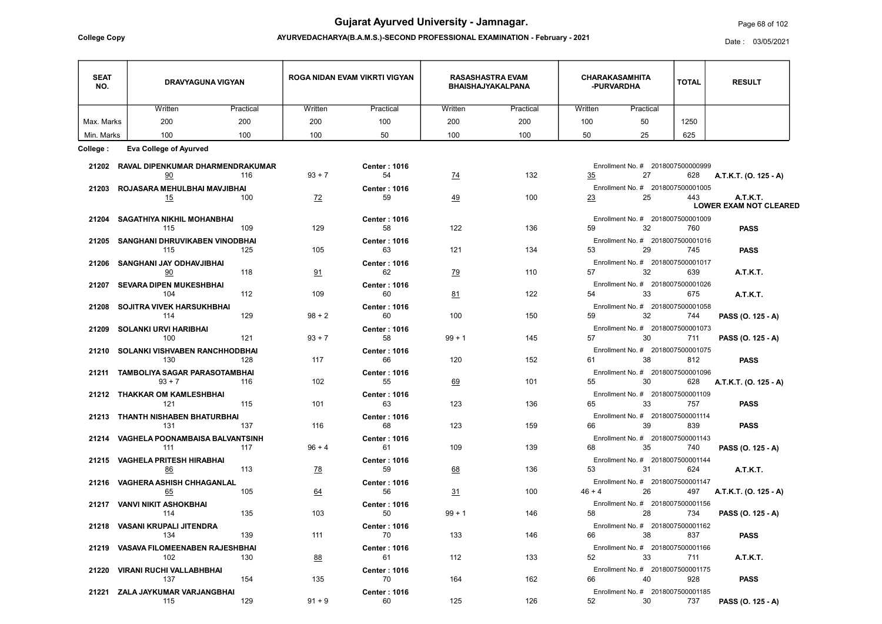# Gujarat Ayurved University - Jamnagar.

College Copy

**AYURVEDACHARYA(B.A.M.S.)-SECOND PROFESSIONAL EXAMINATION - February - 2021**

Date : 03/05/2021

| SEAT NO. | DRAVYAGUNA VIGYAN | | ROGA NIDAN EVAM VIKRTI VIGYAN | | RASASHASTRA EVAM BHAISHAJYAKALPANA | | CHARAKASAMHITA -PURVARDHA | | TOTAL | RESULT |
|---|---|---|---|---|---|---|---|---|---|---|
| | Written | Practical | Written | Practical | Written | Practical | Written | Practical | | |
| Max. Marks | 200 | 200 | 200 | 100 | 200 | 200 | 100 | 50 | 1250 | |
| Min. Marks | 100 | 100 | 100 | 50 | 100 | 100 | 50 | 25 | 625 | |

**College : Eva College of Ayurved**

| SEAT NO. | Name / Center / Enrollment No. | DG Written | DG Practical | RN Written | RN Practical | RS Written | RS Practical | CS Written | CS Practical | TOTAL | RESULT |
|---|---|---|---|---|---|---|---|---|---|---|---|
| 21202 | RAVAL DIPENKUMAR DHARMENDRAKUMAR (Center : 1016, Enrollment No. # 2018007500000999) | 90 | 116 | 93 + 7 | 54 | 74 | 132 | 35 | 27 | 628 | A.T.K.T. (O. 125 - A) |
| 21203 | ROJASARA MEHULBHAI MAVJIBHAI (Center : 1016, Enrollment No. # 2018007500001005) | 15 | 100 | 72 | 59 | 49 | 100 | 23 | 25 | 443 | A.T.K.T. LOWER EXAM NOT CLEARED |
| 21204 | SAGATHIYA NIKHIL MOHANBHAI (Center : 1016, Enrollment No. # 2018007500001009) | 115 | 109 | 129 | 58 | 122 | 136 | 59 | 32 | 760 | PASS |
| 21205 | SANGHANI DHRUVIKABEN VINODBHAI (Center : 1016, Enrollment No. # 2018007500001016) | 115 | 125 | 105 | 63 | 121 | 134 | 53 | 29 | 745 | PASS |
| 21206 | SANGHANI JAY ODHAVJIBHAI (Center : 1016, Enrollment No. # 2018007500001017) | 90 | 118 | 91 | 62 | 79 | 110 | 57 | 32 | 639 | A.T.K.T. |
| 21207 | SEVARA DIPEN MUKESHBHAI (Center : 1016, Enrollment No. # 2018007500001026) | 104 | 112 | 109 | 60 | 81 | 122 | 54 | 33 | 675 | A.T.K.T. |
| 21208 | SOJITRA VIVEK HARSUKHBHAI (Center : 1016, Enrollment No. # 2018007500001058) | 114 | 129 | 98 + 2 | 60 | 100 | 150 | 59 | 32 | 744 | PASS (O. 125 - A) |
| 21209 | SOLANKI URVI HARIBHAI (Center : 1016, Enrollment No. # 2018007500001073) | 100 | 121 | 93 + 7 | 58 | 99 + 1 | 145 | 57 | 30 | 711 | PASS (O. 125 - A) |
| 21210 | SOLANKI VISHVABEN RANCHHODBHAI (Center : 1016, Enrollment No. # 2018007500001075) | 130 | 128 | 117 | 66 | 120 | 152 | 61 | 38 | 812 | PASS |
| 21211 | TAMBOLIYA SAGAR PARASOTAMBHAI (Center : 1016, Enrollment No. # 2018007500001096) | 93 + 7 | 116 | 102 | 55 | 69 | 101 | 55 | 30 | 628 | A.T.K.T. (O. 125 - A) |
| 21212 | THAKKAR OM KAMLESHBHAI (Center : 1016, Enrollment No. # 2018007500001109) | 121 | 115 | 101 | 63 | 123 | 136 | 65 | 33 | 757 | PASS |
| 21213 | THANTH NISHABEN BHATURBHAI (Center : 1016, Enrollment No. # 2018007500001114) | 131 | 137 | 116 | 68 | 123 | 159 | 66 | 39 | 839 | PASS |
| 21214 | VAGHELA POONAMBAISA BALVANTSINH (Center : 1016, Enrollment No. # 2018007500001143) | 111 | 117 | 96 + 4 | 61 | 109 | 139 | 68 | 35 | 740 | PASS (O. 125 - A) |
| 21215 | VAGHELA PRITESH HIRABHAI (Center : 1016, Enrollment No. # 2018007500001144) | 86 | 113 | 78 | 59 | 68 | 136 | 53 | 31 | 624 | A.T.K.T. |
| 21216 | VAGHERA ASHISH CHHAGANLAL (Center : 1016, Enrollment No. # 2018007500001147) | 65 | 105 | 64 | 56 | 31 | 100 | 46 + 4 | 26 | 497 | A.T.K.T. (O. 125 - A) |
| 21217 | VANVI NIKIT ASHOKBHAI (Center : 1016, Enrollment No. # 2018007500001156) | 114 | 135 | 103 | 50 | 99 + 1 | 146 | 58 | 28 | 734 | PASS (O. 125 - A) |
| 21218 | VASANI KRUPALI JITENDRA (Center : 1016, Enrollment No. # 2018007500001162) | 134 | 139 | 111 | 70 | 133 | 146 | 66 | 38 | 837 | PASS |
| 21219 | VASAVA FILOMEENABEN RAJESHBHAI (Center : 1016, Enrollment No. # 2018007500001166) | 102 | 130 | 88 | 61 | 112 | 133 | 52 | 33 | 711 | A.T.K.T. |
| 21220 | VIRANI RUCHI VALLABHBHAI (Center : 1016, Enrollment No. # 2018007500001175) | 137 | 154 | 135 | 70 | 164 | 162 | 66 | 40 | 928 | PASS |
| 21221 | ZALA JAYKUMAR VARJANGBHAI (Center : 1016, Enrollment No. # 2018007500001185) | 115 | 129 | 91 + 9 | 60 | 125 | 126 | 52 | 30 | 737 | PASS (O. 125 - A) |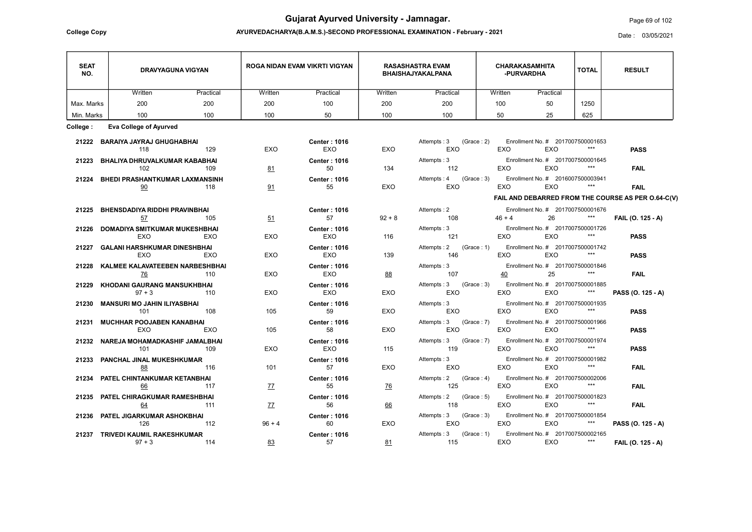# Gujarat Ayurved University - Jamnagar.

**College Copy**

**AYURVEDACHARYA(B.A.M.S.)-SECOND PROFESSIONAL EXAMINATION - February - 2021**

Date : 03/05/2021

| SEAT NO. | DRAVYAGUNA VIGYAN | | ROGA NIDAN EVAM VIKRTI VIGYAN | | RASASHASTRA EVAM BHAISHAJYAKALPANA | | CHARAKASAMHITA -PURVARDHA | | TOTAL | RESULT |
|---|---|---|---|---|---|---|---|---|---|---|
| | Written | Practical | Written | Practical | Written | Practical | Written | Practical | | |
| Max. Marks | 200 | 200 | 200 | 100 | 200 | 200 | 100 | 50 | 1250 | |
| Min. Marks | 100 | 100 | 100 | 50 | 100 | 100 | 50 | 25 | 625 | |

**College : Eva College of Ayurved**

| SEAT NO. | Name / Details | DG Written | DG Practical | RN Written | RN Practical | RS Written | RS Practical | CS Written | CS Practical | TOTAL | RESULT |
|---|---|---|---|---|---|---|---|---|---|---|---|
| 21222 | BARAIYA JAYRAJ GHUGHABHAI; Center : 1016; Attempts : 3 (Grace : 2); Enrollment No. # 2017007500001653 | 118 | 129 | EXO | EXO | EXO | EXO | EXO | EXO | *** | PASS |
| 21223 | BHALIYA DHRUVALKUMAR KABABHAI; Center : 1016; Attempts : 3; Enrollment No. # 2017007500001645 | 102 | 109 | 81 | 50 | 134 | 112 | EXO | EXO | *** | FAIL |
| 21224 | BHEDI PRASHANTKUMAR LAXMANSINH; Center : 1016; Attempts : 4 (Grace : 3); Enrollment No. # 2016007500003941 | 90 | 118 | 91 | 55 | EXO | EXO | EXO | EXO | *** | FAIL<br>FAIL AND DEBARRED FROM THE COURSE AS PER O.64-C(V) |
| 21225 | BHENSDADIYA RIDDHI PRAVINBHAI; Center : 1016; Attempts : 2; Enrollment No. # 2017007500001676 | 57 | 105 | 51 | 57 | 92 + 8 | 108 | 46 + 4 | 26 | *** | FAIL (O. 125 - A) |
| 21226 | DOMADIYA SMITKUMAR MUKESHBHAI; Center : 1016; Attempts : 3; Enrollment No. # 2017007500001726 | EXO | EXO | EXO | EXO | 116 | 121 | EXO | EXO | *** | PASS |
| 21227 | GALANI HARSHKUMAR DINESHBHAI; Center : 1016; Attempts : 2 (Grace : 1); Enrollment No. # 2017007500001742 | EXO | EXO | EXO | EXO | 139 | 146 | EXO | EXO | *** | PASS |
| 21228 | KALMEE KALAVATEEBEN NARBESHBHAI; Center : 1016; Attempts : 3; Enrollment No. # 2017007500001846 | 76 | 110 | EXO | EXO | 88 | 107 | 40 | 25 | *** | FAIL |
| 21229 | KHODANI GAURANG MANSUKHBHAI; Center : 1016; Attempts : 3 (Grace : 3); Enrollment No. # 2017007500001885 | 97 + 3 | 110 | EXO | EXO | EXO | EXO | EXO | EXO | *** | PASS (O. 125 - A) |
| 21230 | MANSURI MO JAHIN ILIYASBHAI; Center : 1016; Attempts : 3; Enrollment No. # 2017007500001935 | 101 | 108 | 105 | 59 | EXO | EXO | EXO | EXO | *** | PASS |
| 21231 | MUCHHAR POOJABEN KANABHAI; Center : 1016; Attempts : 3 (Grace : 7); Enrollment No. # 2017007500001966 | EXO | EXO | 105 | 58 | EXO | EXO | EXO | EXO | *** | PASS |
| 21232 | NAREJA MOHAMADKASHIF JAMALBHAI; Center : 1016; Attempts : 3 (Grace : 7); Enrollment No. # 2017007500001974 | 101 | 109 | EXO | EXO | 115 | 119 | EXO | EXO | *** | PASS |
| 21233 | PANCHAL JINAL MUKESHKUMAR; Center : 1016; Attempts : 3; Enrollment No. # 2017007500001982 | 88 | 116 | 101 | 57 | EXO | EXO | EXO | EXO | *** | FAIL |
| 21234 | PATEL CHINTANKUMAR KETANBHAI; Center : 1016; Attempts : 2 (Grace : 4); Enrollment No. # 2017007500002006 | 66 | 117 | 77 | 55 | 76 | 125 | EXO | EXO | *** | FAIL |
| 21235 | PATEL CHIRAGKUMAR RAMESHBHAI; Center : 1016; Attempts : 2 (Grace : 5); Enrollment No. # 2017007500001823 | 64 | 111 | 77 | 56 | 66 | 118 | EXO | EXO | *** | FAIL |
| 21236 | PATEL JIGARKUMAR ASHOKBHAI; Center : 1016; Attempts : 3 (Grace : 3); Enrollment No. # 2017007500001854 | 126 | 112 | 96 + 4 | 60 | EXO | EXO | EXO | EXO | *** | PASS (O. 125 - A) |
| 21237 | TRIVEDI KAUMIL RAKESHKUMAR; Center : 1016; Attempts : 3 (Grace : 1); Enrollment No. # 2017007500002165 | 97 + 3 | 114 | 83 | 57 | 81 | 115 | EXO | EXO | *** | FAIL (O. 125 - A) |